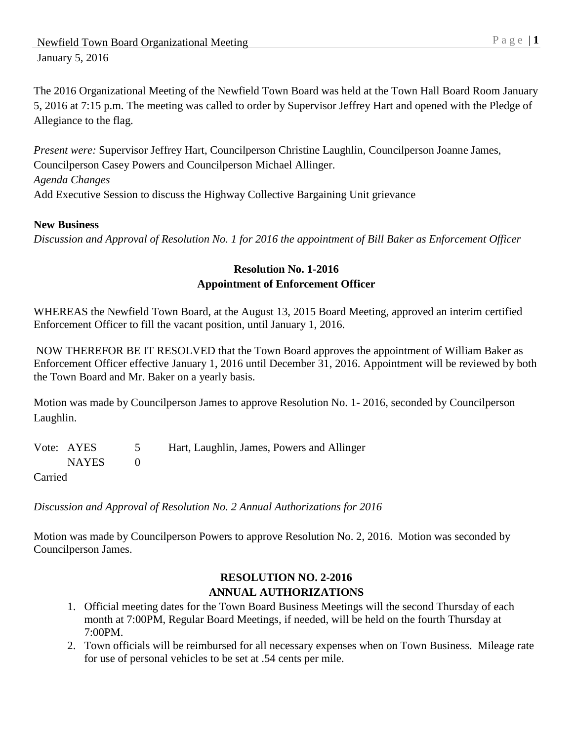The 2016 Organizational Meeting of the Newfield Town Board was held at the Town Hall Board Room January 5, 2016 at 7:15 p.m. The meeting was called to order by Supervisor Jeffrey Hart and opened with the Pledge of Allegiance to the flag.

*Present were:* Supervisor Jeffrey Hart, Councilperson Christine Laughlin, Councilperson Joanne James, Councilperson Casey Powers and Councilperson Michael Allinger.

*Agenda Changes*

Add Executive Session to discuss the Highway Collective Bargaining Unit grievance

**New Business**

*Discussion and Approval of Resolution No. 1 for 2016 the appointment of Bill Baker as Enforcement Officer*

**Resolution No. 1-2016**
**Appointment of Enforcement Officer**

WHEREAS the Newfield Town Board, at the August 13, 2015 Board Meeting, approved an interim certified Enforcement Officer to fill the vacant position, until January 1, 2016.

NOW THEREFOR BE IT RESOLVED that the Town Board approves the appointment of William Baker as Enforcement Officer effective January 1, 2016 until December 31, 2016. Appointment will be reviewed by both the Town Board and Mr. Baker on a yearly basis.

Motion was made by Councilperson James to approve Resolution No. 1- 2016, seconded by Councilperson Laughlin.

Vote: AYES 5 Hart, Laughlin, James, Powers and Allinger
NAYES 0
Carried

*Discussion and Approval of Resolution No. 2 Annual Authorizations for 2016*

Motion was made by Councilperson Powers to approve Resolution No. 2, 2016. Motion was seconded by Councilperson James.

**RESOLUTION NO. 2-2016**
**ANNUAL AUTHORIZATIONS**

1. Official meeting dates for the Town Board Business Meetings will the second Thursday of each month at 7:00PM, Regular Board Meetings, if needed, will be held on the fourth Thursday at 7:00PM.
2. Town officials will be reimbursed for all necessary expenses when on Town Business. Mileage rate for use of personal vehicles to be set at .54 cents per mile.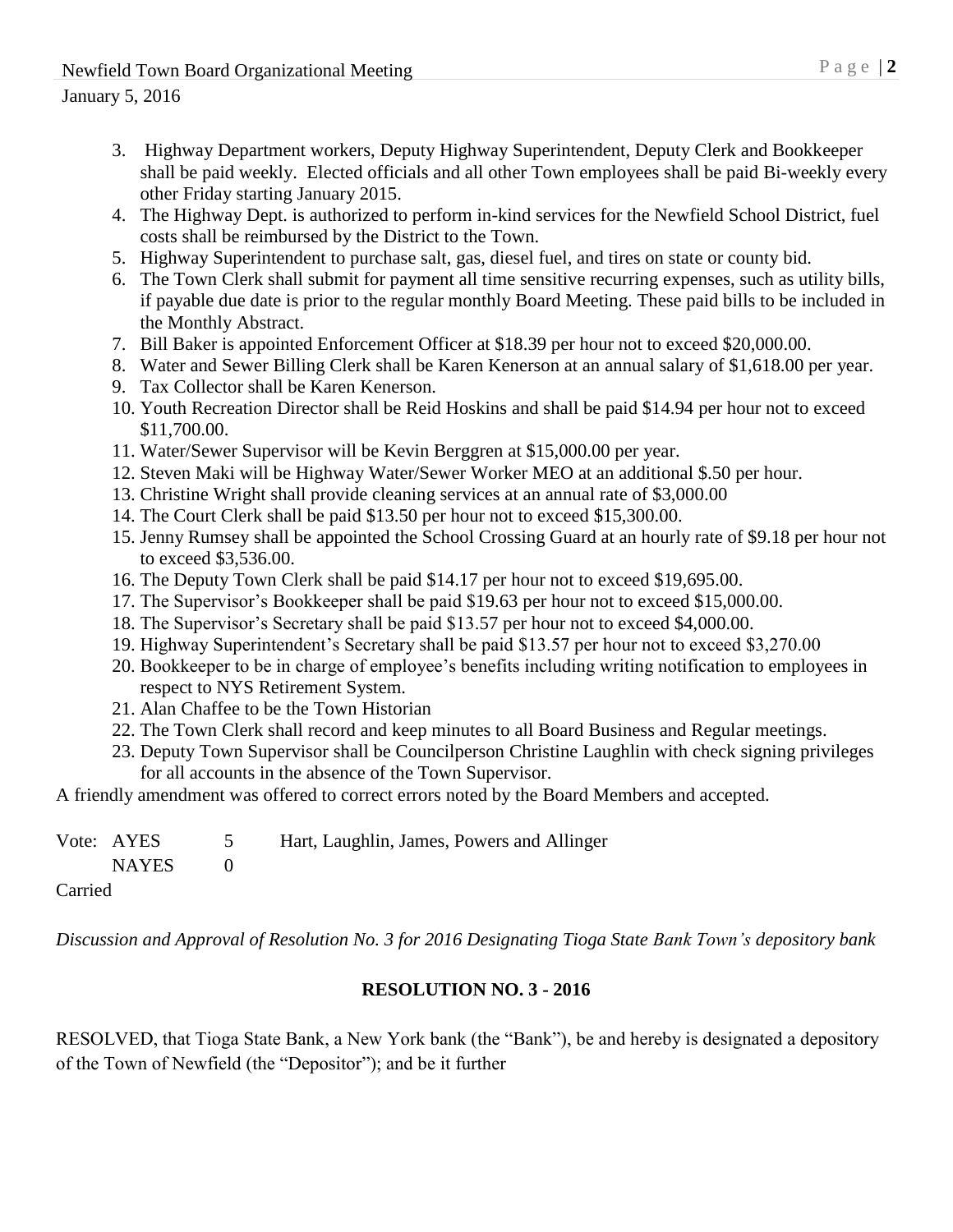3. Highway Department workers, Deputy Highway Superintendent, Deputy Clerk and Bookkeeper shall be paid weekly. Elected officials and all other Town employees shall be paid Bi-weekly every other Friday starting January 2015.
4. The Highway Dept. is authorized to perform in-kind services for the Newfield School District, fuel costs shall be reimbursed by the District to the Town.
5. Highway Superintendent to purchase salt, gas, diesel fuel, and tires on state or county bid.
6. The Town Clerk shall submit for payment all time sensitive recurring expenses, such as utility bills, if payable due date is prior to the regular monthly Board Meeting. These paid bills to be included in the Monthly Abstract.
7. Bill Baker is appointed Enforcement Officer at $18.39 per hour not to exceed $20,000.00.
8. Water and Sewer Billing Clerk shall be Karen Kenerson at an annual salary of $1,618.00 per year.
9. Tax Collector shall be Karen Kenerson.
10. Youth Recreation Director shall be Reid Hoskins and shall be paid $14.94 per hour not to exceed $11,700.00.
11. Water/Sewer Supervisor will be Kevin Berggren at $15,000.00 per year.
12. Steven Maki will be Highway Water/Sewer Worker MEO at an additional $.50 per hour.
13. Christine Wright shall provide cleaning services at an annual rate of $3,000.00
14. The Court Clerk shall be paid $13.50 per hour not to exceed $15,300.00.
15. Jenny Rumsey shall be appointed the School Crossing Guard at an hourly rate of $9.18 per hour not to exceed $3,536.00.
16. The Deputy Town Clerk shall be paid $14.17 per hour not to exceed $19,695.00.
17. The Supervisor's Bookkeeper shall be paid $19.63 per hour not to exceed $15,000.00.
18. The Supervisor's Secretary shall be paid $13.57 per hour not to exceed $4,000.00.
19. Highway Superintendent's Secretary shall be paid $13.57 per hour not to exceed $3,270.00
20. Bookkeeper to be in charge of employee's benefits including writing notification to employees in respect to NYS Retirement System.
21. Alan Chaffee to be the Town Historian
22. The Town Clerk shall record and keep minutes to all Board Business and Regular meetings.
23. Deputy Town Supervisor shall be Councilperson Christine Laughlin with check signing privileges for all accounts in the absence of the Town Supervisor.

A friendly amendment was offered to correct errors noted by the Board Members and accepted.

Vote: AYES 5 Hart, Laughlin, James, Powers and Allinger
NAYES 0

Carried

*Discussion and Approval of Resolution No. 3 for 2016 Designating Tioga State Bank Town's depository bank*

**RESOLUTION NO. 3 - 2016**

RESOLVED, that Tioga State Bank, a New York bank (the "Bank"), be and hereby is designated a depository of the Town of Newfield (the "Depositor"); and be it further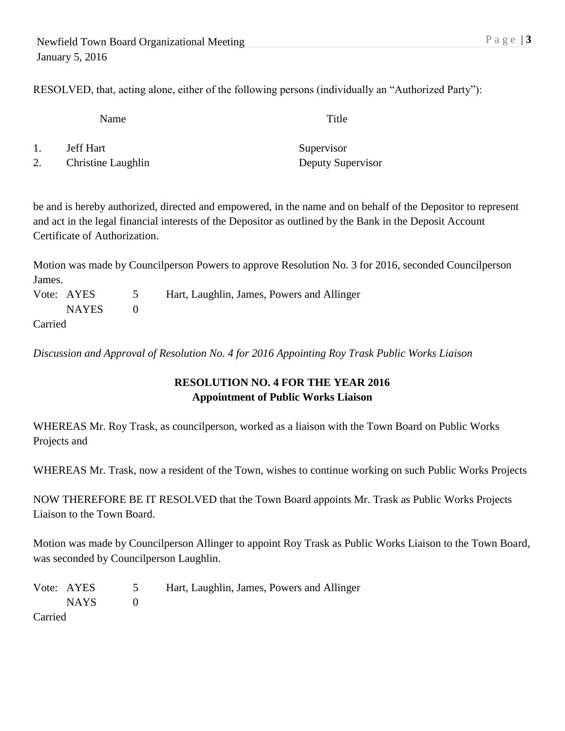RESOLVED, that, acting alone, either of the following persons (individually an "Authorized Party"):

| | Name | Title |
|---|---|---|
| 1. | Jeff Hart | Supervisor |
| 2. | Christine Laughlin | Deputy Supervisor |

be and is hereby authorized, directed and empowered, in the name and on behalf of the Depositor to represent and act in the legal financial interests of the Depositor as outlined by the Bank in the Deposit Account Certificate of Authorization.

Motion was made by Councilperson Powers to approve Resolution No. 3 for 2016, seconded Councilperson James.

Vote: AYES 5 Hart, Laughlin, James, Powers and Allinger
NAYES 0
Carried

*Discussion and Approval of Resolution No. 4 for 2016 Appointing Roy Trask Public Works Liaison*

**RESOLUTION NO. 4 FOR THE YEAR 2016**
**Appointment of Public Works Liaison**

WHEREAS Mr. Roy Trask, as councilperson, worked as a liaison with the Town Board on Public Works Projects and

WHEREAS Mr. Trask, now a resident of the Town, wishes to continue working on such Public Works Projects

NOW THEREFORE BE IT RESOLVED that the Town Board appoints Mr. Trask as Public Works Projects Liaison to the Town Board.

Motion was made by Councilperson Allinger to appoint Roy Trask as Public Works Liaison to the Town Board, was seconded by Councilperson Laughlin.

Vote: AYES 5 Hart, Laughlin, James, Powers and Allinger
NAYS 0
Carried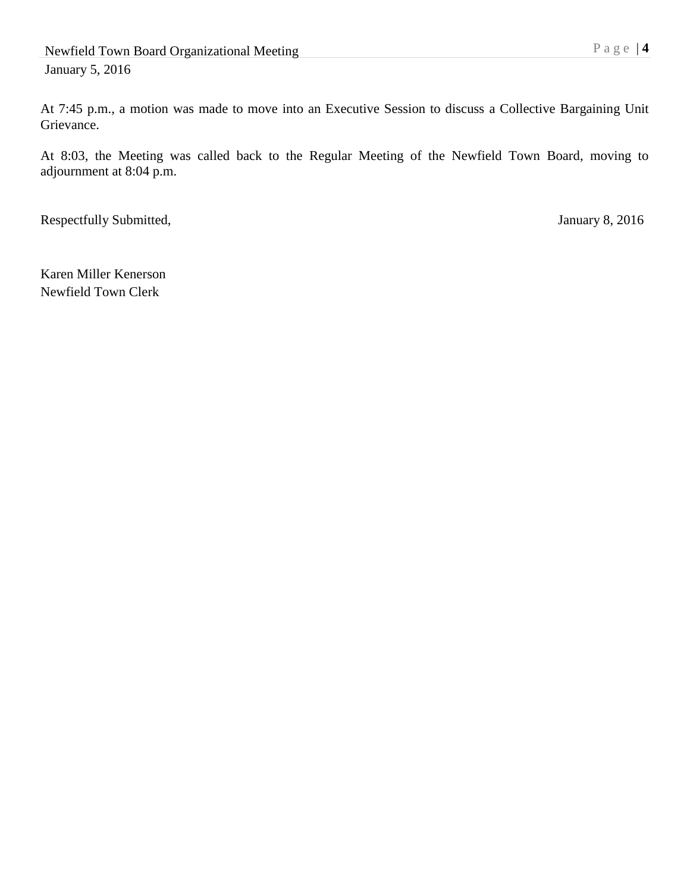At 7:45 p.m., a motion was made to move into an Executive Session to discuss a Collective Bargaining Unit Grievance.

At 8:03, the Meeting was called back to the Regular Meeting of the Newfield Town Board, moving to adjournment at 8:04 p.m.

Respectfully Submitted, January 8, 2016

Karen Miller Kenerson
Newfield Town Clerk